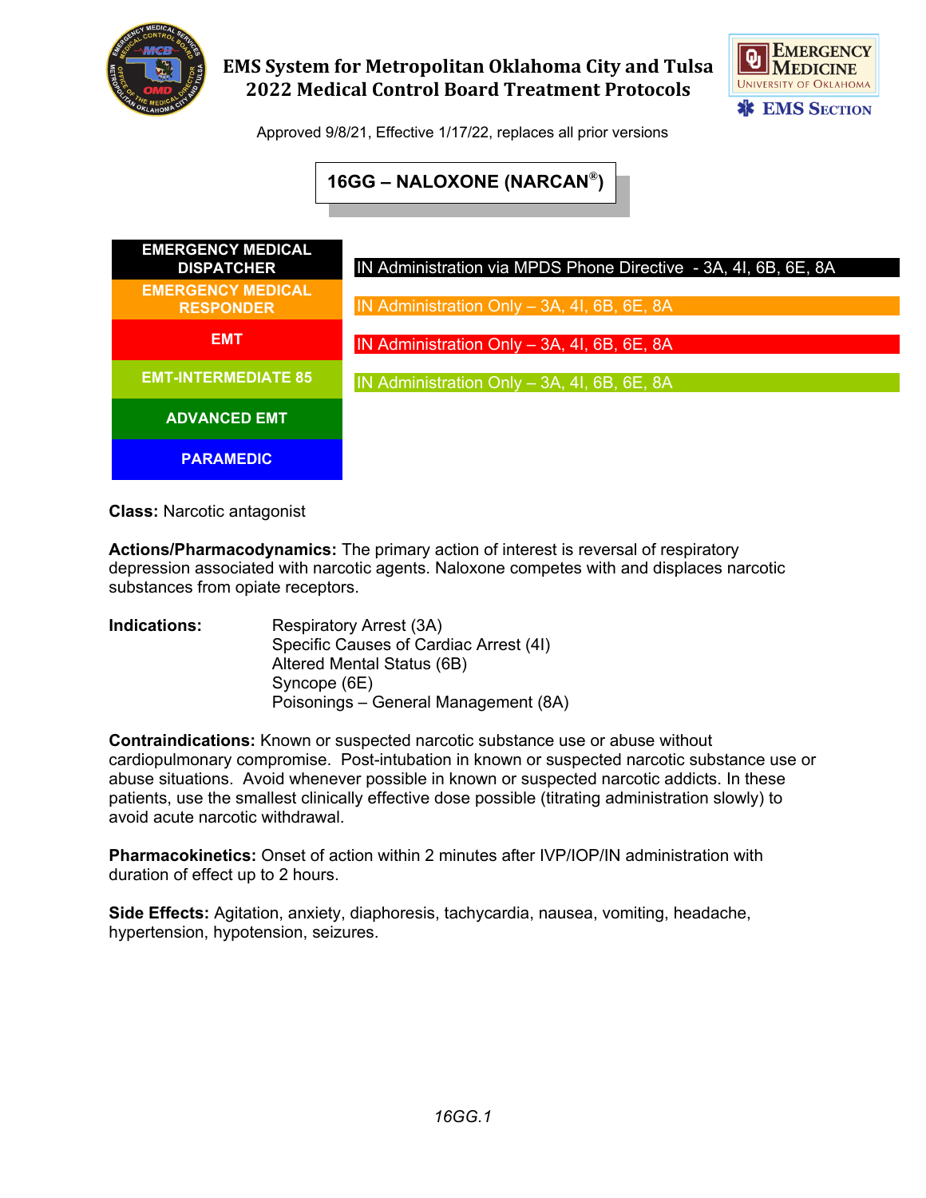EMS System for Metropolitan Oklahoma City and Tulsa
2022 Medical Control Board Treatment Protocols

Approved 9/8/21, Effective 1/17/22, replaces all prior versions

# 16GG – NALOXONE (NARCAN®)

| | |
|---|---|
| EMERGENCY MEDICAL DISPATCHER | IN Administration via MPDS Phone Directive - 3A, 4I, 6B, 6E, 8A |
| EMERGENCY MEDICAL RESPONDER | IN Administration Only – 3A, 4I, 6B, 6E, 8A |
| EMT | IN Administration Only – 3A, 4I, 6B, 6E, 8A |
| EMT-INTERMEDIATE 85 | IN Administration Only – 3A, 4I, 6B, 6E, 8A |
| ADVANCED EMT | |
| PARAMEDIC | |

**Class:** Narcotic antagonist

**Actions/Pharmacodynamics:** The primary action of interest is reversal of respiratory depression associated with narcotic agents. Naloxone competes with and displaces narcotic substances from opiate receptors.

**Indications:**
- Respiratory Arrest (3A)
- Specific Causes of Cardiac Arrest (4I)
- Altered Mental Status (6B)
- Syncope (6E)
- Poisonings – General Management (8A)

**Contraindications:** Known or suspected narcotic substance use or abuse without cardiopulmonary compromise. Post-intubation in known or suspected narcotic substance use or abuse situations. Avoid whenever possible in known or suspected narcotic addicts. In these patients, use the smallest clinically effective dose possible (titrating administration slowly) to avoid acute narcotic withdrawal.

**Pharmacokinetics:** Onset of action within 2 minutes after IVP/IOP/IN administration with duration of effect up to 2 hours.

**Side Effects:** Agitation, anxiety, diaphoresis, tachycardia, nausea, vomiting, headache, hypertension, hypotension, seizures.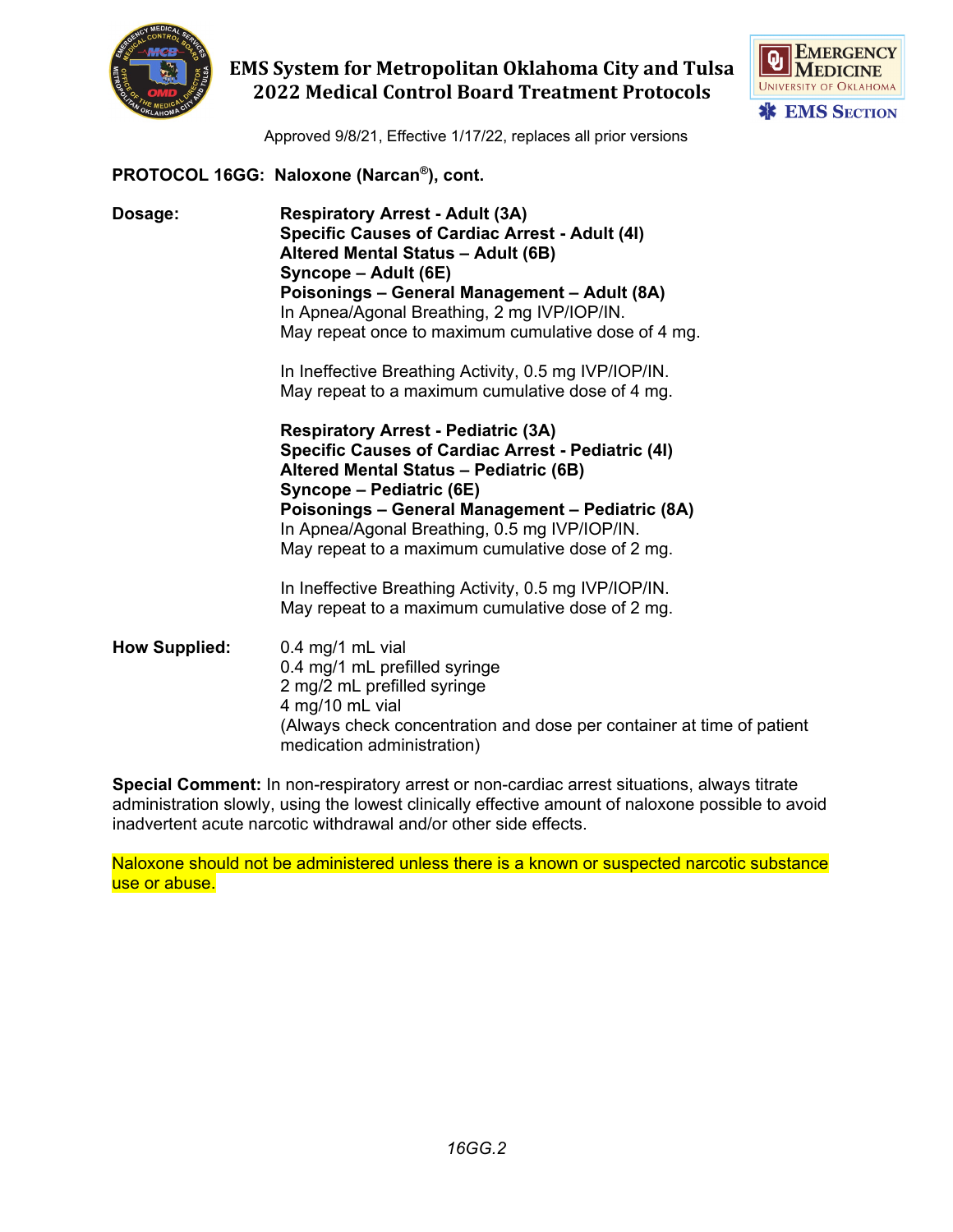## PROTOCOL 16GG: Naloxone (Narcan®), cont.

**Dosage:**

**Respiratory Arrest - Adult (3A)**
**Specific Causes of Cardiac Arrest - Adult (4I)**
**Altered Mental Status – Adult (6B)**
**Syncope – Adult (6E)**
**Poisonings – General Management – Adult (8A)**
In Apnea/Agonal Breathing, 2 mg IVP/IOP/IN.
May repeat once to maximum cumulative dose of 4 mg.

In Ineffective Breathing Activity, 0.5 mg IVP/IOP/IN.
May repeat to a maximum cumulative dose of 4 mg.

**Respiratory Arrest - Pediatric (3A)**
**Specific Causes of Cardiac Arrest - Pediatric (4I)**
**Altered Mental Status – Pediatric (6B)**
**Syncope – Pediatric (6E)**
**Poisonings – General Management – Pediatric (8A)**
In Apnea/Agonal Breathing, 0.5 mg IVP/IOP/IN.
May repeat to a maximum cumulative dose of 2 mg.

In Ineffective Breathing Activity, 0.5 mg IVP/IOP/IN.
May repeat to a maximum cumulative dose of 2 mg.

**How Supplied:**

0.4 mg/1 mL vial
0.4 mg/1 mL prefilled syringe
2 mg/2 mL prefilled syringe
4 mg/10 mL vial
(Always check concentration and dose per container at time of patient medication administration)

**Special Comment:** In non-respiratory arrest or non-cardiac arrest situations, always titrate administration slowly, using the lowest clinically effective amount of naloxone possible to avoid inadvertent acute narcotic withdrawal and/or other side effects.

Naloxone should not be administered unless there is a known or suspected narcotic substance use or abuse.